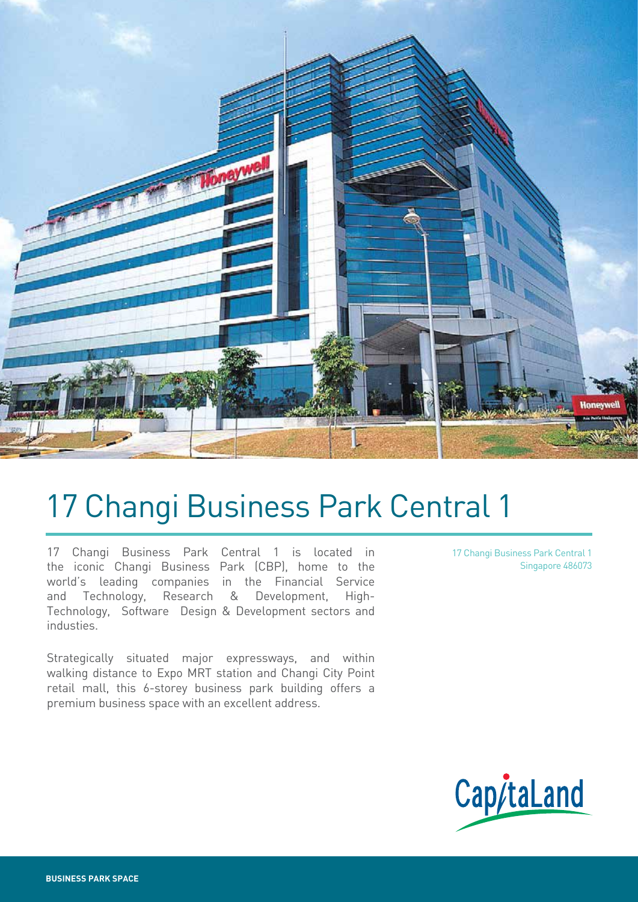# 17 Changi Business Park Central 1

17 Changi Business Park Central 1 is located in the iconic Changi Business Park (CBP), home to the world's leading companies in the Financial Service and Technology, Research & Development, High-Technology, Software Design & Development sectors and industies.

Strategically situated major expressways, and within walking distance to Expo MRT station and Changi City Point retail mall, this 6-storey business park building offers a premium business space with an excellent address.

17 Changi Business Park Central 1
Singapore 486073

CapitaLand

BUSINESS PARK SPACE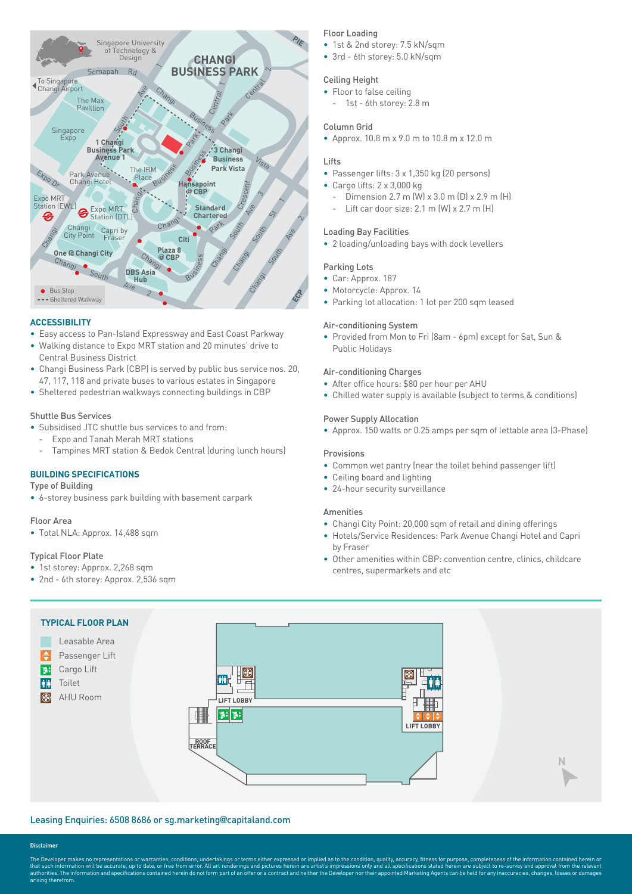Singapore University of Technology & Design
CHANGI BUSINESS PARK
PIE
Somapah Rd
To Singapore Changi Airport
The Max Pavillion
Singapore Expo
1 Changi Business Park Avenue 1
3 Changi Business Park Vista
The IBM Place
Park Avenue Changi Hotel
Hansapoint @ CBP
Expo MRT Station (EWL)
Expo MRT Station (DTL)
Standard Chartered
Changi City Point
Capri by Fraser
Citi
Plaza 8 @ CBP
One @ Changi City
DBS Asia Hub
ECP
Bus Stop
Sheltered Walkway

## ACCESSIBILITY

- Easy access to Pan-Island Expressway and East Coast Parkway
- Walking distance to Expo MRT station and 20 minutes' drive to Central Business District
- Changi Business Park (CBP) is served by public bus service nos. 20, 47, 117, 118 and private buses to various estates in Singapore
- Sheltered pedestrian walkways connecting buildings in CBP

### Shuttle Bus Services

- Subsidised JTC shuttle bus services to and from:
  - Expo and Tanah Merah MRT stations
  - Tampines MRT station & Bedok Central (during lunch hours)

## BUILDING SPECIFICATIONS

### Type of Building

- 6-storey business park building with basement carpark

### Floor Area

- Total NLA: Approx. 14,488 sqm

### Typical Floor Plate

- 1st storey: Approx. 2,268 sqm
- 2nd - 6th storey: Approx. 2,536 sqm

### Floor Loading

- 1st & 2nd storey: 7.5 kN/sqm
- 3rd - 6th storey: 5.0 kN/sqm

### Ceiling Height

- Floor to false ceiling
  - 1st - 6th storey: 2.8 m

### Column Grid

- Approx. 10.8 m x 9.0 m to 10.8 m x 12.0 m

### Lifts

- Passenger lifts: 3 x 1,350 kg (20 persons)
- Cargo lifts: 2 x 3,000 kg
  - Dimension 2.7 m (W) x 3.0 m (D) x 2.9 m (H)
  - Lift car door size: 2.1 m (W) x 2.7 m (H)

### Loading Bay Facilities

- 2 loading/unloading bays with dock levellers

### Parking Lots

- Car: Approx. 187
- Motorcycle: Approx. 14
- Parking lot allocation: 1 lot per 200 sqm leased

### Air-conditioning System

- Provided from Mon to Fri (8am - 6pm) except for Sat, Sun & Public Holidays

### Air-conditioning Charges

- After office hours: $80 per hour per AHU
- Chilled water supply is available (subject to terms & conditions)

### Power Supply Allocation

- Approx. 150 watts or 0.25 amps per sqm of lettable area (3-Phase)

### Provisions

- Common wet pantry (near the toilet behind passenger lift)
- Ceiling board and lighting
- 24-hour security surveillance

### Amenities

- Changi City Point: 20,000 sqm of retail and dining offerings
- Hotels/Service Residences: Park Avenue Changi Hotel and Capri by Fraser
- Other amenities within CBP: convention centre, clinics, childcare centres, supermarkets and etc

## TYPICAL FLOOR PLAN

Leasable Area
Passenger Lift
Cargo Lift
Toilet
AHU Room

LIFT LOBBY
LIFT LOBBY
ROOF TERRACE
N

Leasing Enquiries: 6508 8686 or sg.marketing@capitaland.com

**Disclaimer**

The Developer makes no representations or warranties, conditions, undertakings or terms either expressed or implied as to the condition, quality, accuracy, fitness for purpose, completeness of the information contained herein or that such information will be accurate, up to date, or free from error. All art renderings and pictures herein are artist's impressions only and all specifications stated herein are subject to re-survey and approval from the relevant authorities. The information and specifications contained herein do not form part of an offer or a contract and neither the Developer nor their appointed Marketing Agents can be held for any inaccuracies, changes, losses or damages arising therefrom.